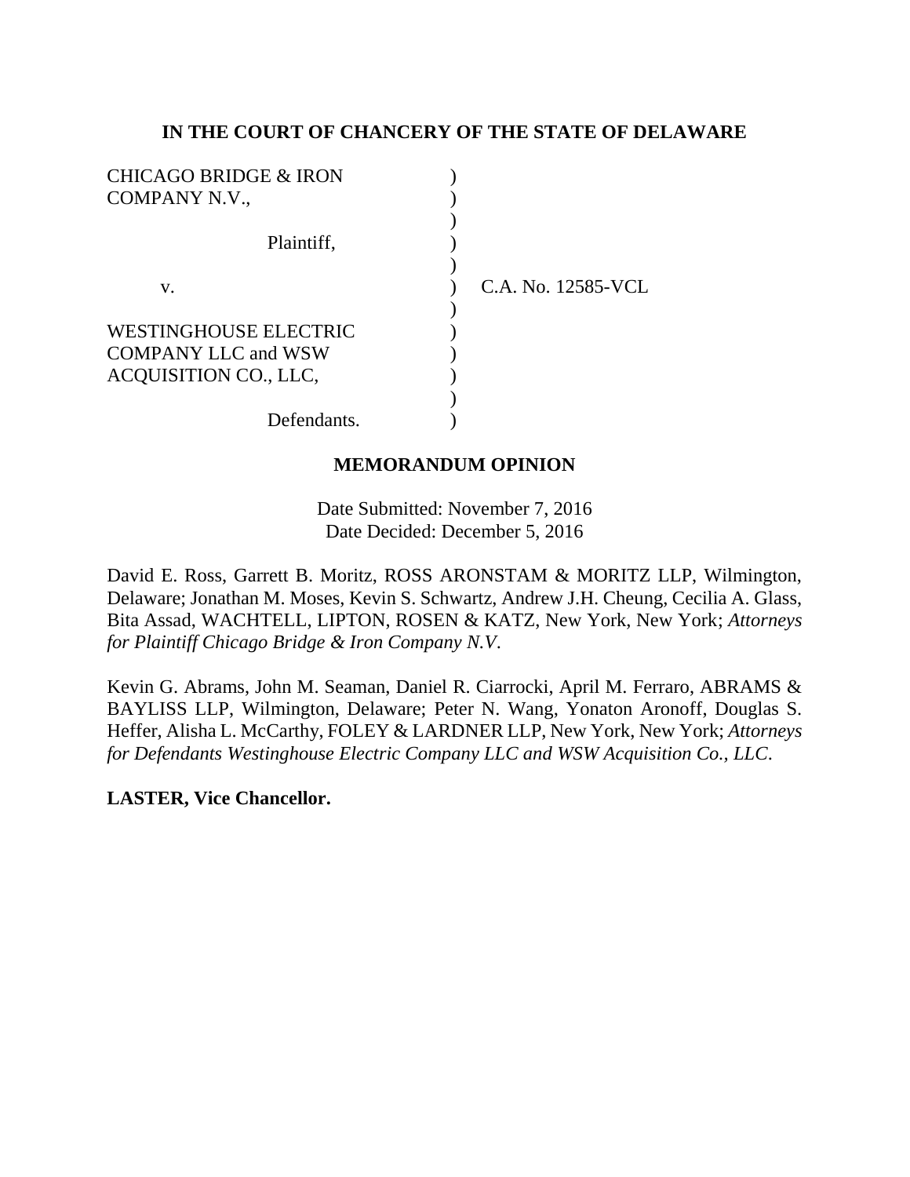**IN THE COURT OF CHANCERY OF THE STATE OF DELAWARE**

CHICAGO BRIDGE & IRON COMPANY N.V.,

Plaintiff,

v.

WESTINGHOUSE ELECTRIC COMPANY LLC and WSW ACQUISITION CO., LLC,

Defendants.

C.A. No. 12585-VCL

**MEMORANDUM OPINION**

Date Submitted: November 7, 2016
Date Decided: December 5, 2016

David E. Ross, Garrett B. Moritz, ROSS ARONSTAM & MORITZ LLP, Wilmington, Delaware; Jonathan M. Moses, Kevin S. Schwartz, Andrew J.H. Cheung, Cecilia A. Glass, Bita Assad, WACHTELL, LIPTON, ROSEN & KATZ, New York, New York; *Attorneys for Plaintiff Chicago Bridge & Iron Company N.V.*

Kevin G. Abrams, John M. Seaman, Daniel R. Ciarrocki, April M. Ferraro, ABRAMS & BAYLISS LLP, Wilmington, Delaware; Peter N. Wang, Yonaton Aronoff, Douglas S. Heffer, Alisha L. McCarthy, FOLEY & LARDNER LLP, New York, New York; *Attorneys for Defendants Westinghouse Electric Company LLC and WSW Acquisition Co., LLC.*

**LASTER, Vice Chancellor.**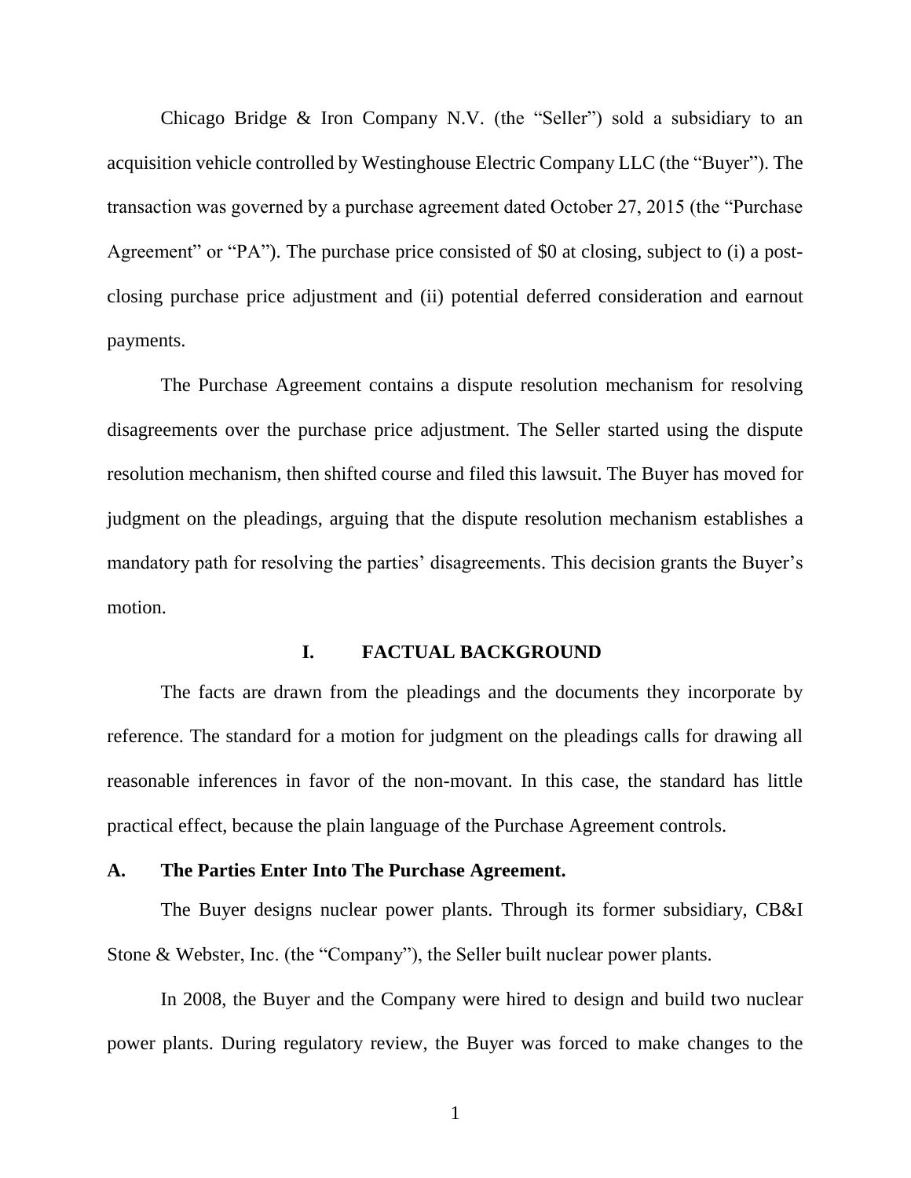Chicago Bridge & Iron Company N.V. (the "Seller") sold a subsidiary to an acquisition vehicle controlled by Westinghouse Electric Company LLC (the "Buyer"). The transaction was governed by a purchase agreement dated October 27, 2015 (the "Purchase Agreement" or "PA"). The purchase price consisted of $0 at closing, subject to (i) a post-closing purchase price adjustment and (ii) potential deferred consideration and earnout payments.

The Purchase Agreement contains a dispute resolution mechanism for resolving disagreements over the purchase price adjustment. The Seller started using the dispute resolution mechanism, then shifted course and filed this lawsuit. The Buyer has moved for judgment on the pleadings, arguing that the dispute resolution mechanism establishes a mandatory path for resolving the parties' disagreements. This decision grants the Buyer's motion.

## I. FACTUAL BACKGROUND

The facts are drawn from the pleadings and the documents they incorporate by reference. The standard for a motion for judgment on the pleadings calls for drawing all reasonable inferences in favor of the non-movant. In this case, the standard has little practical effect, because the plain language of the Purchase Agreement controls.

### A. The Parties Enter Into The Purchase Agreement.

The Buyer designs nuclear power plants. Through its former subsidiary, CB&I Stone & Webster, Inc. (the "Company"), the Seller built nuclear power plants.

In 2008, the Buyer and the Company were hired to design and build two nuclear power plants. During regulatory review, the Buyer was forced to make changes to the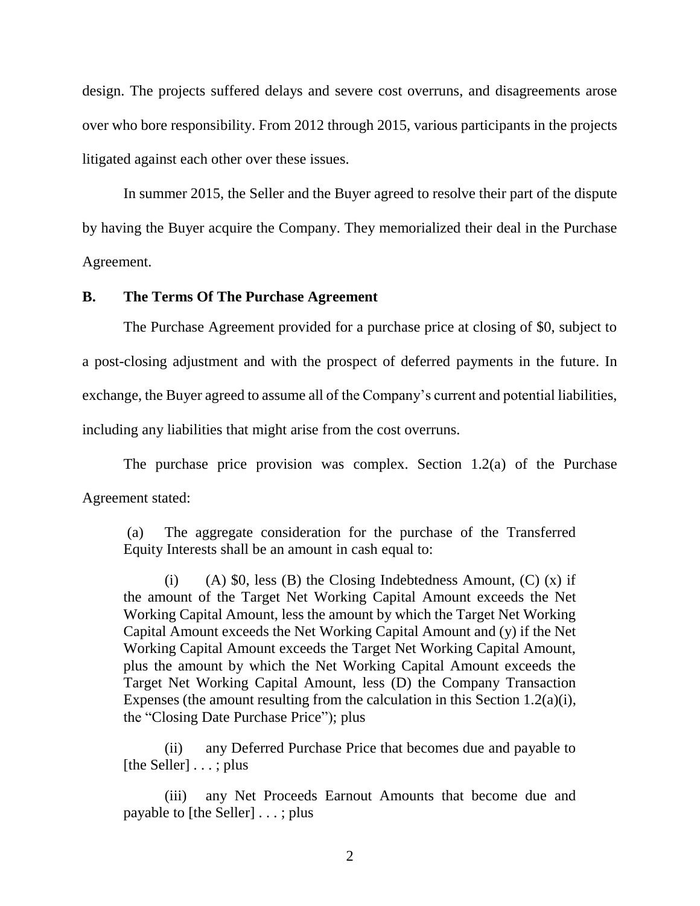design. The projects suffered delays and severe cost overruns, and disagreements arose over who bore responsibility. From 2012 through 2015, various participants in the projects litigated against each other over these issues.

In summer 2015, the Seller and the Buyer agreed to resolve their part of the dispute by having the Buyer acquire the Company. They memorialized their deal in the Purchase Agreement.

## B. The Terms Of The Purchase Agreement

The Purchase Agreement provided for a purchase price at closing of $0, subject to a post-closing adjustment and with the prospect of deferred payments in the future. In exchange, the Buyer agreed to assume all of the Company's current and potential liabilities, including any liabilities that might arise from the cost overruns.

The purchase price provision was complex. Section 1.2(a) of the Purchase Agreement stated:

> (a) The aggregate consideration for the purchase of the Transferred Equity Interests shall be an amount in cash equal to:
>
> (i) (A) $0, less (B) the Closing Indebtedness Amount, (C) (x) if the amount of the Target Net Working Capital Amount exceeds the Net Working Capital Amount, less the amount by which the Target Net Working Capital Amount exceeds the Net Working Capital Amount and (y) if the Net Working Capital Amount exceeds the Target Net Working Capital Amount, plus the amount by which the Net Working Capital Amount exceeds the Target Net Working Capital Amount, less (D) the Company Transaction Expenses (the amount resulting from the calculation in this Section 1.2(a)(i), the "Closing Date Purchase Price"); plus
>
> (ii) any Deferred Purchase Price that becomes due and payable to [the Seller] . . . ; plus
>
> (iii) any Net Proceeds Earnout Amounts that become due and payable to [the Seller] . . . ; plus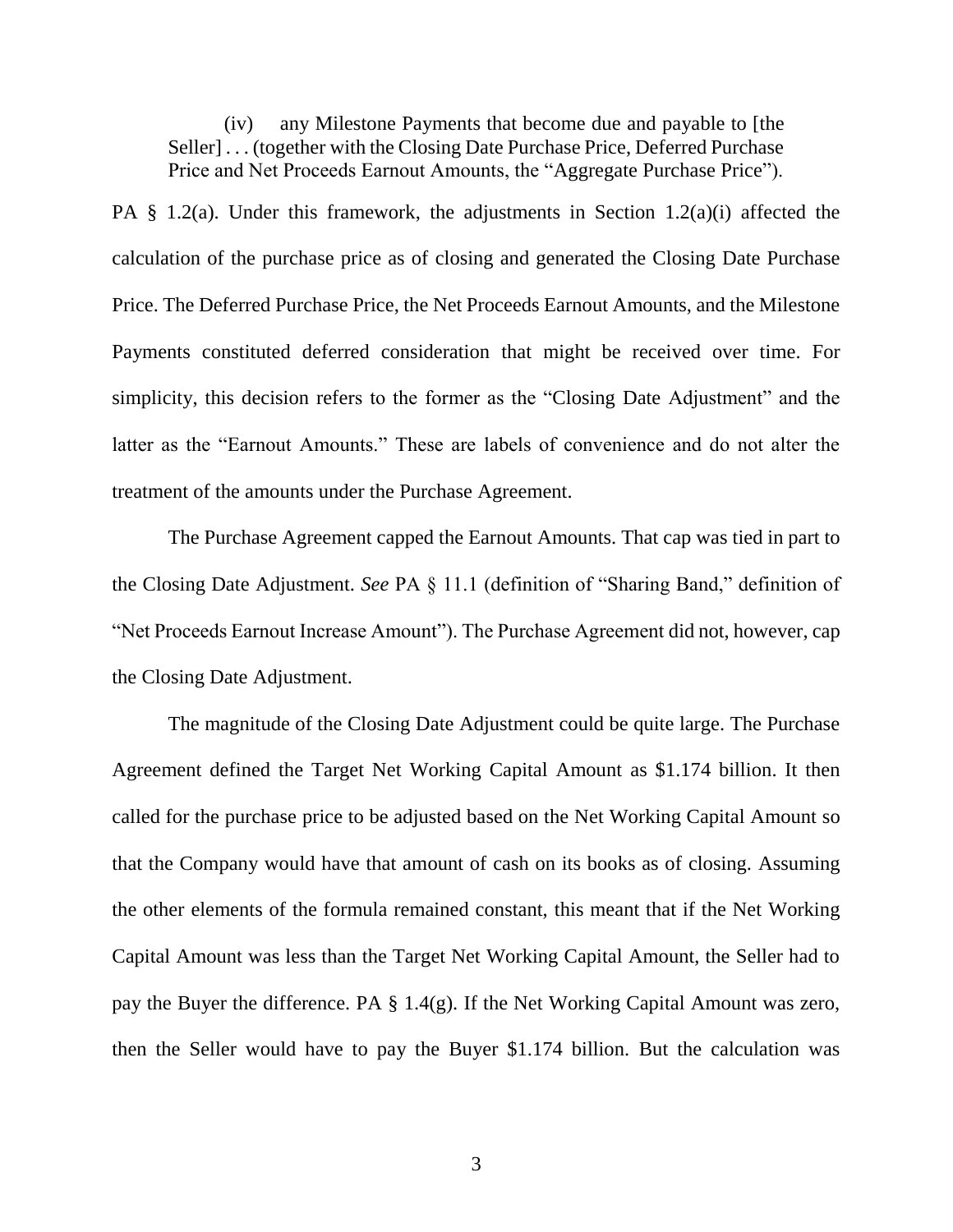> (iv) any Milestone Payments that become due and payable to [the Seller] . . . (together with the Closing Date Purchase Price, Deferred Purchase Price and Net Proceeds Earnout Amounts, the "Aggregate Purchase Price").

PA § 1.2(a). Under this framework, the adjustments in Section 1.2(a)(i) affected the calculation of the purchase price as of closing and generated the Closing Date Purchase Price. The Deferred Purchase Price, the Net Proceeds Earnout Amounts, and the Milestone Payments constituted deferred consideration that might be received over time. For simplicity, this decision refers to the former as the "Closing Date Adjustment" and the latter as the "Earnout Amounts." These are labels of convenience and do not alter the treatment of the amounts under the Purchase Agreement.

The Purchase Agreement capped the Earnout Amounts. That cap was tied in part to the Closing Date Adjustment. *See* PA § 11.1 (definition of "Sharing Band," definition of "Net Proceeds Earnout Increase Amount"). The Purchase Agreement did not, however, cap the Closing Date Adjustment.

The magnitude of the Closing Date Adjustment could be quite large. The Purchase Agreement defined the Target Net Working Capital Amount as $1.174 billion. It then called for the purchase price to be adjusted based on the Net Working Capital Amount so that the Company would have that amount of cash on its books as of closing. Assuming the other elements of the formula remained constant, this meant that if the Net Working Capital Amount was less than the Target Net Working Capital Amount, the Seller had to pay the Buyer the difference. PA § 1.4(g). If the Net Working Capital Amount was zero, then the Seller would have to pay the Buyer $1.174 billion. But the calculation was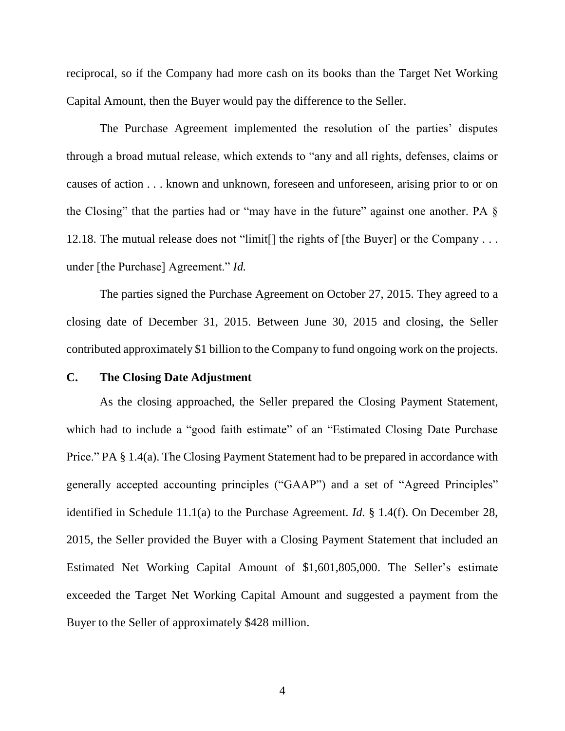reciprocal, so if the Company had more cash on its books than the Target Net Working Capital Amount, then the Buyer would pay the difference to the Seller.

The Purchase Agreement implemented the resolution of the parties' disputes through a broad mutual release, which extends to "any and all rights, defenses, claims or causes of action . . . known and unknown, foreseen and unforeseen, arising prior to or on the Closing" that the parties had or "may have in the future" against one another. PA § 12.18. The mutual release does not "limit[] the rights of [the Buyer] or the Company . . . under [the Purchase] Agreement." *Id.*

The parties signed the Purchase Agreement on October 27, 2015. They agreed to a closing date of December 31, 2015. Between June 30, 2015 and closing, the Seller contributed approximately $1 billion to the Company to fund ongoing work on the projects.

### C. The Closing Date Adjustment

As the closing approached, the Seller prepared the Closing Payment Statement, which had to include a "good faith estimate" of an "Estimated Closing Date Purchase Price." PA § 1.4(a). The Closing Payment Statement had to be prepared in accordance with generally accepted accounting principles ("GAAP") and a set of "Agreed Principles" identified in Schedule 11.1(a) to the Purchase Agreement. *Id.* § 1.4(f). On December 28, 2015, the Seller provided the Buyer with a Closing Payment Statement that included an Estimated Net Working Capital Amount of $1,601,805,000. The Seller's estimate exceeded the Target Net Working Capital Amount and suggested a payment from the Buyer to the Seller of approximately $428 million.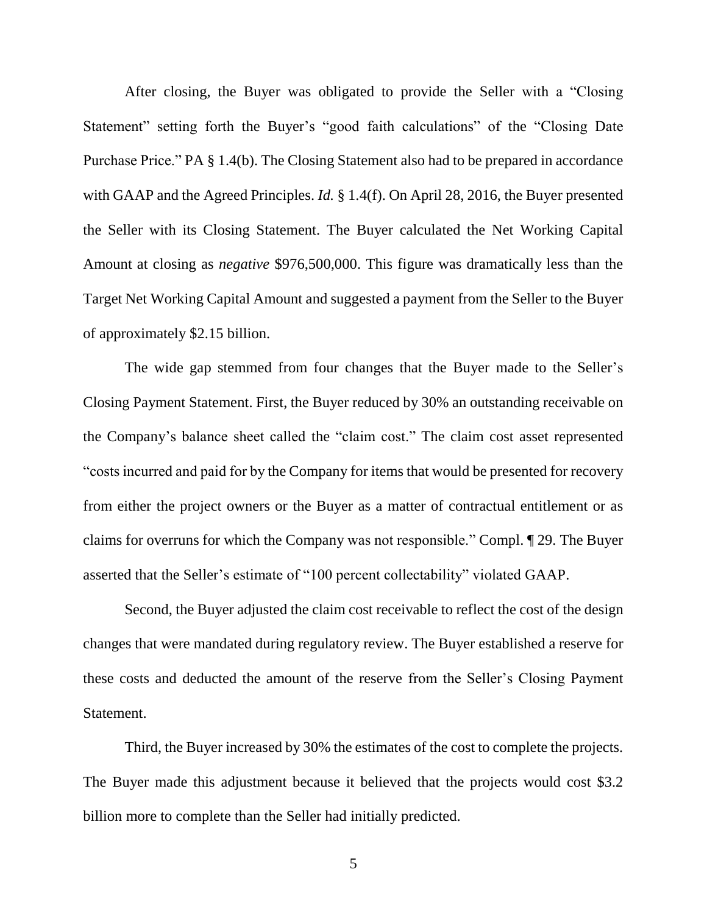After closing, the Buyer was obligated to provide the Seller with a "Closing Statement" setting forth the Buyer's "good faith calculations" of the "Closing Date Purchase Price." PA § 1.4(b). The Closing Statement also had to be prepared in accordance with GAAP and the Agreed Principles. *Id.* § 1.4(f). On April 28, 2016, the Buyer presented the Seller with its Closing Statement. The Buyer calculated the Net Working Capital Amount at closing as *negative* $976,500,000. This figure was dramatically less than the Target Net Working Capital Amount and suggested a payment from the Seller to the Buyer of approximately $2.15 billion.

The wide gap stemmed from four changes that the Buyer made to the Seller's Closing Payment Statement. First, the Buyer reduced by 30% an outstanding receivable on the Company's balance sheet called the "claim cost." The claim cost asset represented "costs incurred and paid for by the Company for items that would be presented for recovery from either the project owners or the Buyer as a matter of contractual entitlement or as claims for overruns for which the Company was not responsible." Compl. ¶ 29. The Buyer asserted that the Seller's estimate of "100 percent collectability" violated GAAP.

Second, the Buyer adjusted the claim cost receivable to reflect the cost of the design changes that were mandated during regulatory review. The Buyer established a reserve for these costs and deducted the amount of the reserve from the Seller's Closing Payment Statement.

Third, the Buyer increased by 30% the estimates of the cost to complete the projects. The Buyer made this adjustment because it believed that the projects would cost $3.2 billion more to complete than the Seller had initially predicted.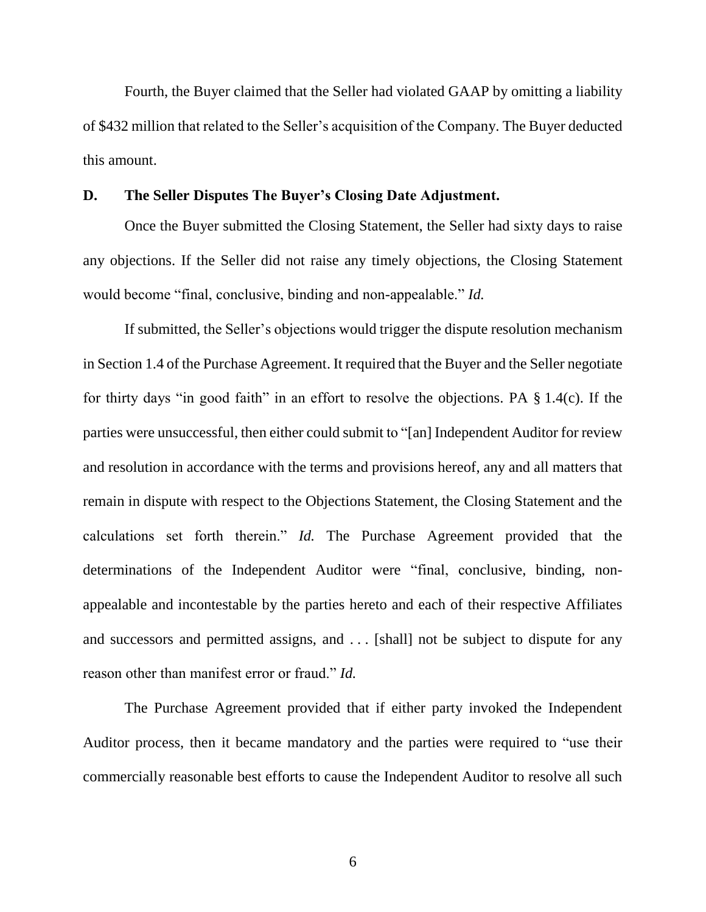Fourth, the Buyer claimed that the Seller had violated GAAP by omitting a liability of $432 million that related to the Seller's acquisition of the Company. The Buyer deducted this amount.

### D. The Seller Disputes The Buyer's Closing Date Adjustment.

Once the Buyer submitted the Closing Statement, the Seller had sixty days to raise any objections. If the Seller did not raise any timely objections, the Closing Statement would become "final, conclusive, binding and non-appealable." *Id.*

If submitted, the Seller's objections would trigger the dispute resolution mechanism in Section 1.4 of the Purchase Agreement. It required that the Buyer and the Seller negotiate for thirty days "in good faith" in an effort to resolve the objections. PA § 1.4(c). If the parties were unsuccessful, then either could submit to "[an] Independent Auditor for review and resolution in accordance with the terms and provisions hereof, any and all matters that remain in dispute with respect to the Objections Statement, the Closing Statement and the calculations set forth therein." *Id.* The Purchase Agreement provided that the determinations of the Independent Auditor were "final, conclusive, binding, non-appealable and incontestable by the parties hereto and each of their respective Affiliates and successors and permitted assigns, and . . . [shall] not be subject to dispute for any reason other than manifest error or fraud." *Id.*

The Purchase Agreement provided that if either party invoked the Independent Auditor process, then it became mandatory and the parties were required to "use their commercially reasonable best efforts to cause the Independent Auditor to resolve all such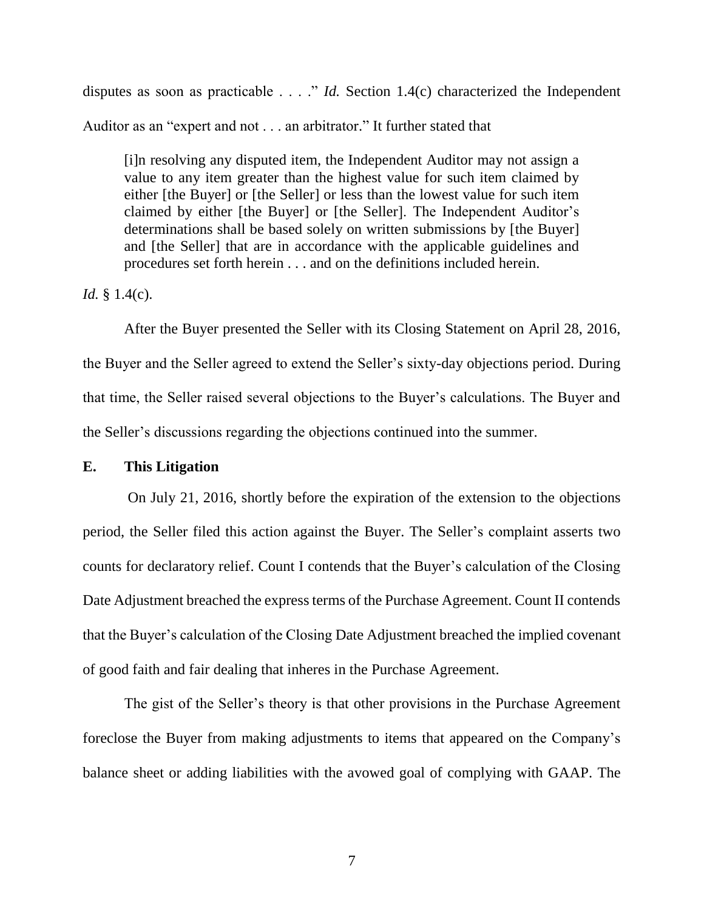disputes as soon as practicable . . . ." *Id.* Section 1.4(c) characterized the Independent Auditor as an "expert and not . . . an arbitrator." It further stated that

> [i]n resolving any disputed item, the Independent Auditor may not assign a value to any item greater than the highest value for such item claimed by either [the Buyer] or [the Seller] or less than the lowest value for such item claimed by either [the Buyer] or [the Seller]. The Independent Auditor's determinations shall be based solely on written submissions by [the Buyer] and [the Seller] that are in accordance with the applicable guidelines and procedures set forth herein . . . and on the definitions included herein.

*Id.* § 1.4(c).

After the Buyer presented the Seller with its Closing Statement on April 28, 2016, the Buyer and the Seller agreed to extend the Seller's sixty-day objections period. During that time, the Seller raised several objections to the Buyer's calculations. The Buyer and the Seller's discussions regarding the objections continued into the summer.

### E. This Litigation

On July 21, 2016, shortly before the expiration of the extension to the objections period, the Seller filed this action against the Buyer. The Seller's complaint asserts two counts for declaratory relief. Count I contends that the Buyer's calculation of the Closing Date Adjustment breached the express terms of the Purchase Agreement. Count II contends that the Buyer's calculation of the Closing Date Adjustment breached the implied covenant of good faith and fair dealing that inheres in the Purchase Agreement.

The gist of the Seller's theory is that other provisions in the Purchase Agreement foreclose the Buyer from making adjustments to items that appeared on the Company's balance sheet or adding liabilities with the avowed goal of complying with GAAP. The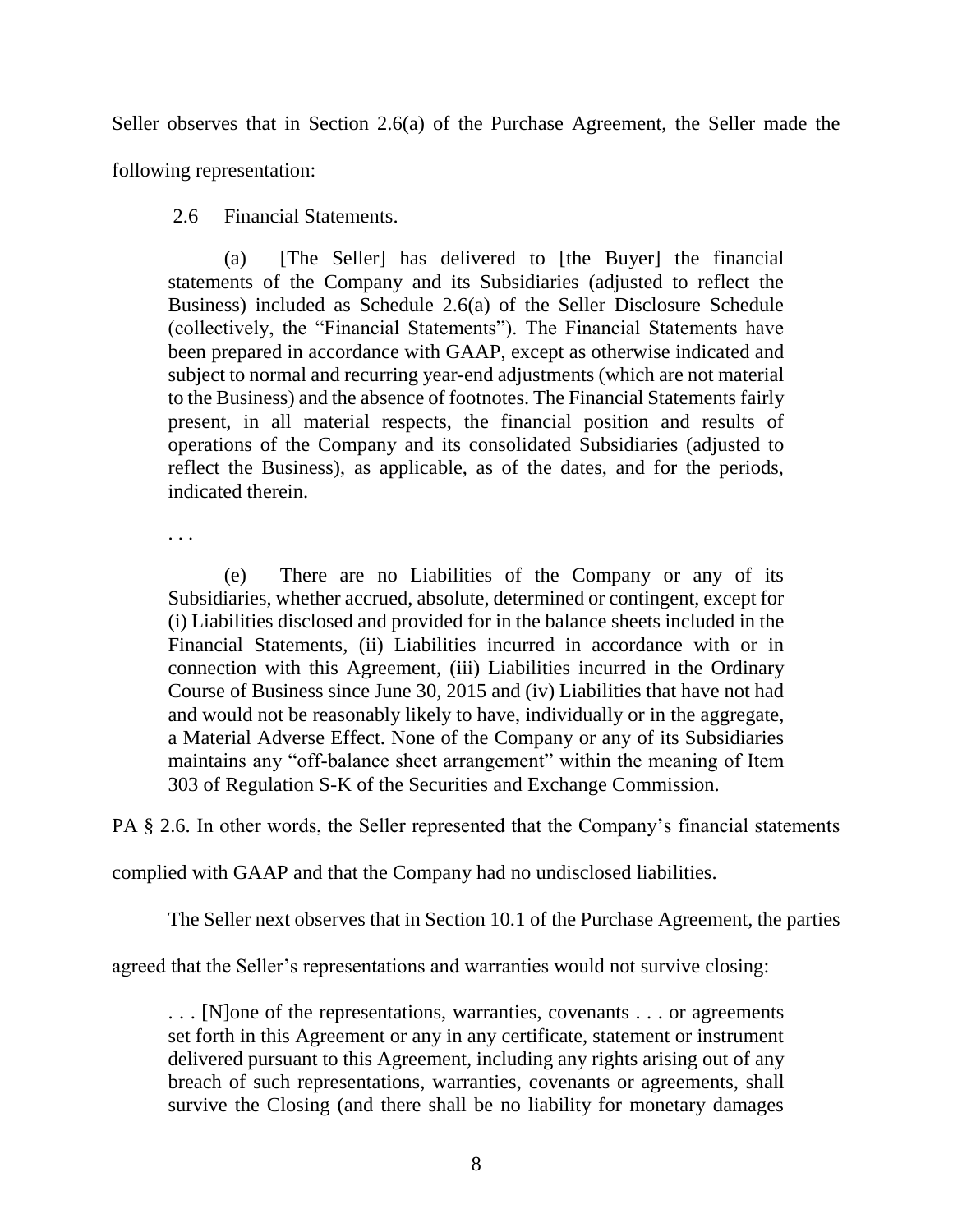Seller observes that in Section 2.6(a) of the Purchase Agreement, the Seller made the following representation:

> 2.6 Financial Statements.
>
> (a) [The Seller] has delivered to [the Buyer] the financial statements of the Company and its Subsidiaries (adjusted to reflect the Business) included as Schedule 2.6(a) of the Seller Disclosure Schedule (collectively, the "Financial Statements"). The Financial Statements have been prepared in accordance with GAAP, except as otherwise indicated and subject to normal and recurring year-end adjustments (which are not material to the Business) and the absence of footnotes. The Financial Statements fairly present, in all material respects, the financial position and results of operations of the Company and its consolidated Subsidiaries (adjusted to reflect the Business), as applicable, as of the dates, and for the periods, indicated therein.
>
> . . .
>
> (e) There are no Liabilities of the Company or any of its Subsidiaries, whether accrued, absolute, determined or contingent, except for (i) Liabilities disclosed and provided for in the balance sheets included in the Financial Statements, (ii) Liabilities incurred in accordance with or in connection with this Agreement, (iii) Liabilities incurred in the Ordinary Course of Business since June 30, 2015 and (iv) Liabilities that have not had and would not be reasonably likely to have, individually or in the aggregate, a Material Adverse Effect. None of the Company or any of its Subsidiaries maintains any "off-balance sheet arrangement" within the meaning of Item 303 of Regulation S-K of the Securities and Exchange Commission.

PA § 2.6. In other words, the Seller represented that the Company's financial statements complied with GAAP and that the Company had no undisclosed liabilities.

The Seller next observes that in Section 10.1 of the Purchase Agreement, the parties agreed that the Seller's representations and warranties would not survive closing:

> . . . [N]one of the representations, warranties, covenants . . . or agreements set forth in this Agreement or any in any certificate, statement or instrument delivered pursuant to this Agreement, including any rights arising out of any breach of such representations, warranties, covenants or agreements, shall survive the Closing (and there shall be no liability for monetary damages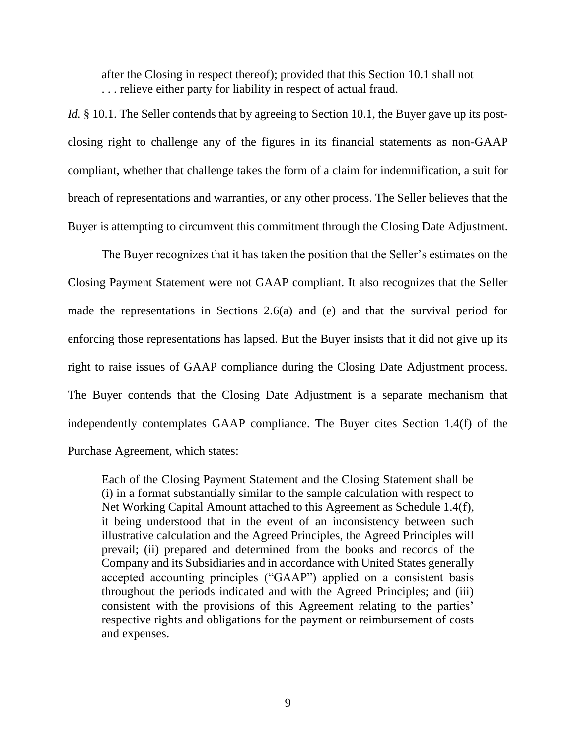> after the Closing in respect thereof); provided that this Section 10.1 shall not . . . relieve either party for liability in respect of actual fraud.

*Id.* § 10.1. The Seller contends that by agreeing to Section 10.1, the Buyer gave up its post-closing right to challenge any of the figures in its financial statements as non-GAAP compliant, whether that challenge takes the form of a claim for indemnification, a suit for breach of representations and warranties, or any other process. The Seller believes that the Buyer is attempting to circumvent this commitment through the Closing Date Adjustment.

The Buyer recognizes that it has taken the position that the Seller's estimates on the Closing Payment Statement were not GAAP compliant. It also recognizes that the Seller made the representations in Sections 2.6(a) and (e) and that the survival period for enforcing those representations has lapsed. But the Buyer insists that it did not give up its right to raise issues of GAAP compliance during the Closing Date Adjustment process. The Buyer contends that the Closing Date Adjustment is a separate mechanism that independently contemplates GAAP compliance. The Buyer cites Section 1.4(f) of the Purchase Agreement, which states:

> Each of the Closing Payment Statement and the Closing Statement shall be (i) in a format substantially similar to the sample calculation with respect to Net Working Capital Amount attached to this Agreement as Schedule 1.4(f), it being understood that in the event of an inconsistency between such illustrative calculation and the Agreed Principles, the Agreed Principles will prevail; (ii) prepared and determined from the books and records of the Company and its Subsidiaries and in accordance with United States generally accepted accounting principles ("GAAP") applied on a consistent basis throughout the periods indicated and with the Agreed Principles; and (iii) consistent with the provisions of this Agreement relating to the parties' respective rights and obligations for the payment or reimbursement of costs and expenses.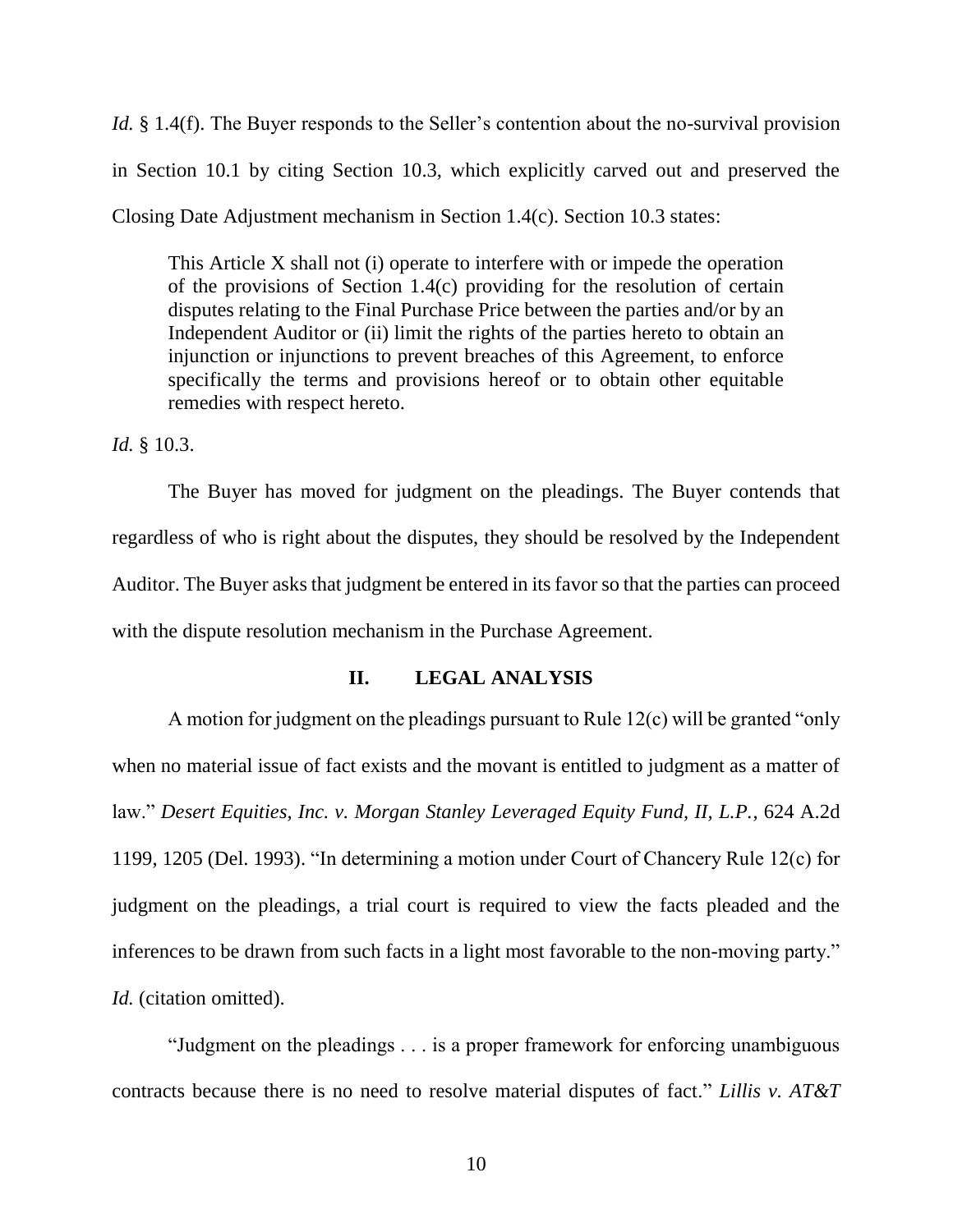*Id.* § 1.4(f). The Buyer responds to the Seller's contention about the no-survival provision in Section 10.1 by citing Section 10.3, which explicitly carved out and preserved the Closing Date Adjustment mechanism in Section 1.4(c). Section 10.3 states:

> This Article X shall not (i) operate to interfere with or impede the operation of the provisions of Section 1.4(c) providing for the resolution of certain disputes relating to the Final Purchase Price between the parties and/or by an Independent Auditor or (ii) limit the rights of the parties hereto to obtain an injunction or injunctions to prevent breaches of this Agreement, to enforce specifically the terms and provisions hereof or to obtain other equitable remedies with respect hereto.

*Id.* § 10.3.

The Buyer has moved for judgment on the pleadings. The Buyer contends that regardless of who is right about the disputes, they should be resolved by the Independent Auditor. The Buyer asks that judgment be entered in its favor so that the parties can proceed with the dispute resolution mechanism in the Purchase Agreement.

## II. LEGAL ANALYSIS

A motion for judgment on the pleadings pursuant to Rule 12(c) will be granted "only when no material issue of fact exists and the movant is entitled to judgment as a matter of law." *Desert Equities, Inc. v. Morgan Stanley Leveraged Equity Fund, II, L.P.*, 624 A.2d 1199, 1205 (Del. 1993). "In determining a motion under Court of Chancery Rule 12(c) for judgment on the pleadings, a trial court is required to view the facts pleaded and the inferences to be drawn from such facts in a light most favorable to the non-moving party." *Id.* (citation omitted).

"Judgment on the pleadings . . . is a proper framework for enforcing unambiguous contracts because there is no need to resolve material disputes of fact." *Lillis v. AT&T*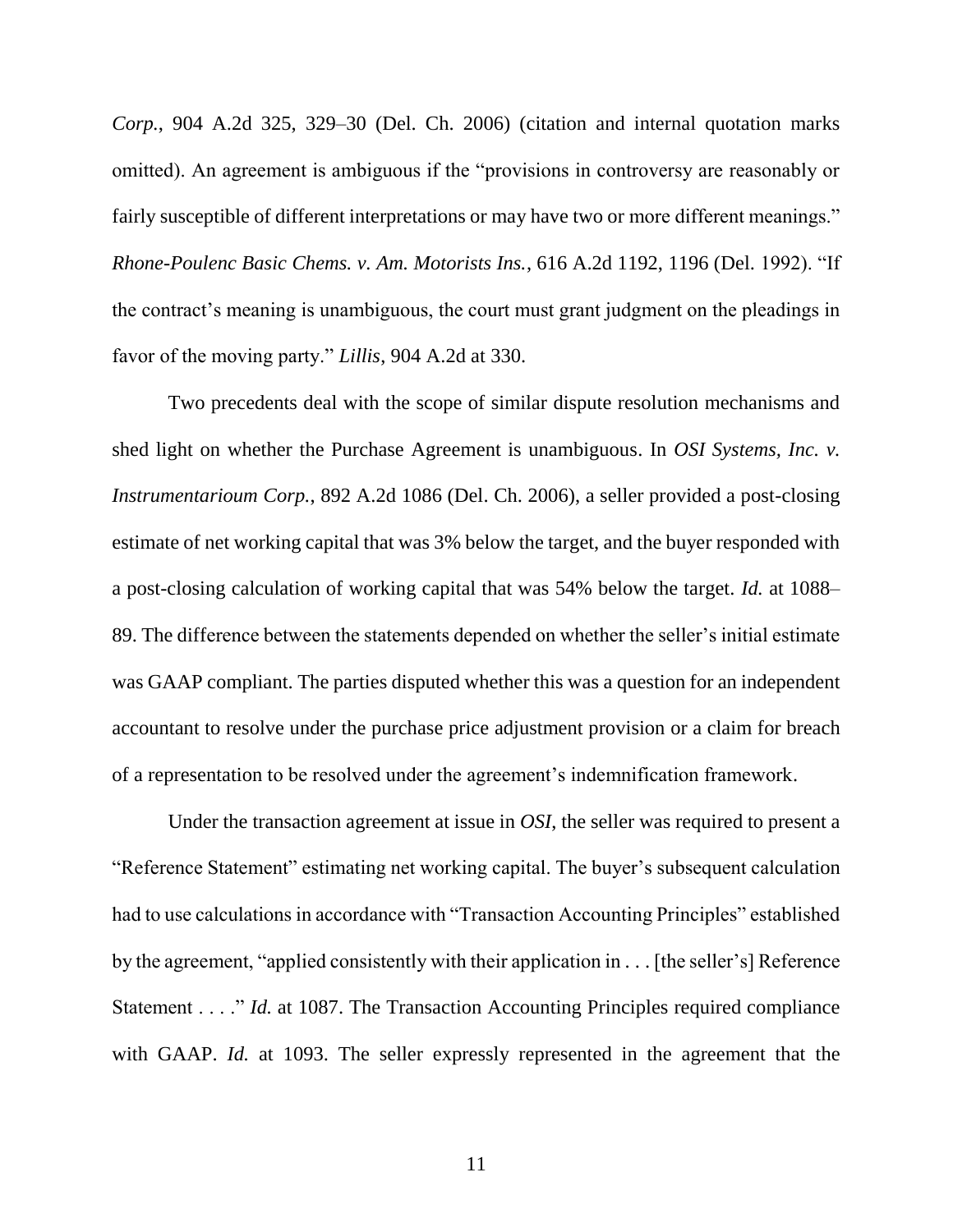*Corp.*, 904 A.2d 325, 329–30 (Del. Ch. 2006) (citation and internal quotation marks omitted). An agreement is ambiguous if the "provisions in controversy are reasonably or fairly susceptible of different interpretations or may have two or more different meanings." *Rhone-Poulenc Basic Chems. v. Am. Motorists Ins.*, 616 A.2d 1192, 1196 (Del. 1992). "If the contract's meaning is unambiguous, the court must grant judgment on the pleadings in favor of the moving party." *Lillis*, 904 A.2d at 330.

Two precedents deal with the scope of similar dispute resolution mechanisms and shed light on whether the Purchase Agreement is unambiguous. In *OSI Systems, Inc. v. Instrumentarioum Corp.*, 892 A.2d 1086 (Del. Ch. 2006), a seller provided a post-closing estimate of net working capital that was 3% below the target, and the buyer responded with a post-closing calculation of working capital that was 54% below the target. *Id.* at 1088–89. The difference between the statements depended on whether the seller's initial estimate was GAAP compliant. The parties disputed whether this was a question for an independent accountant to resolve under the purchase price adjustment provision or a claim for breach of a representation to be resolved under the agreement's indemnification framework.

Under the transaction agreement at issue in *OSI*, the seller was required to present a "Reference Statement" estimating net working capital. The buyer's subsequent calculation had to use calculations in accordance with "Transaction Accounting Principles" established by the agreement, "applied consistently with their application in . . . [the seller's] Reference Statement . . . ." *Id.* at 1087. The Transaction Accounting Principles required compliance with GAAP. *Id.* at 1093. The seller expressly represented in the agreement that the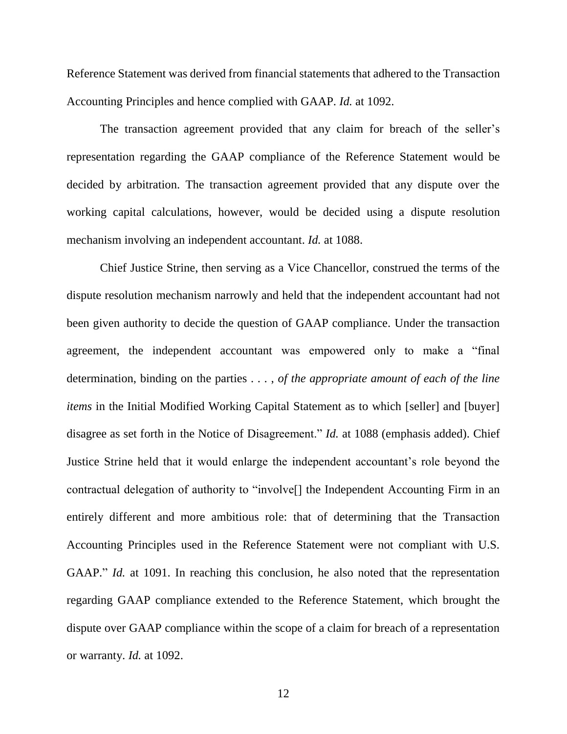Reference Statement was derived from financial statements that adhered to the Transaction Accounting Principles and hence complied with GAAP. *Id.* at 1092.

The transaction agreement provided that any claim for breach of the seller's representation regarding the GAAP compliance of the Reference Statement would be decided by arbitration. The transaction agreement provided that any dispute over the working capital calculations, however, would be decided using a dispute resolution mechanism involving an independent accountant. *Id.* at 1088.

Chief Justice Strine, then serving as a Vice Chancellor, construed the terms of the dispute resolution mechanism narrowly and held that the independent accountant had not been given authority to decide the question of GAAP compliance. Under the transaction agreement, the independent accountant was empowered only to make a "final determination, binding on the parties . . . , *of the appropriate amount of each of the line items* in the Initial Modified Working Capital Statement as to which [seller] and [buyer] disagree as set forth in the Notice of Disagreement." *Id.* at 1088 (emphasis added). Chief Justice Strine held that it would enlarge the independent accountant's role beyond the contractual delegation of authority to "involve[] the Independent Accounting Firm in an entirely different and more ambitious role: that of determining that the Transaction Accounting Principles used in the Reference Statement were not compliant with U.S. GAAP." *Id.* at 1091. In reaching this conclusion, he also noted that the representation regarding GAAP compliance extended to the Reference Statement, which brought the dispute over GAAP compliance within the scope of a claim for breach of a representation or warranty. *Id.* at 1092.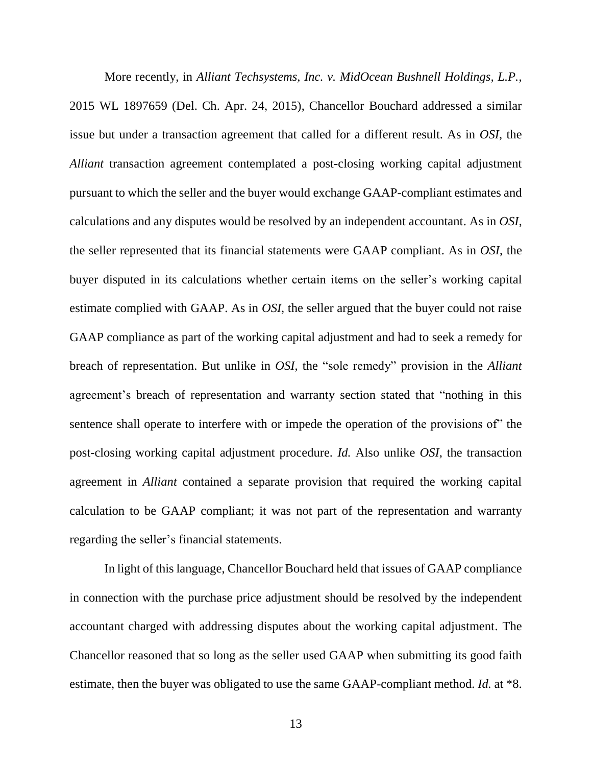More recently, in *Alliant Techsystems, Inc. v. MidOcean Bushnell Holdings, L.P.*, 2015 WL 1897659 (Del. Ch. Apr. 24, 2015), Chancellor Bouchard addressed a similar issue but under a transaction agreement that called for a different result. As in *OSI*, the *Alliant* transaction agreement contemplated a post-closing working capital adjustment pursuant to which the seller and the buyer would exchange GAAP-compliant estimates and calculations and any disputes would be resolved by an independent accountant. As in *OSI*, the seller represented that its financial statements were GAAP compliant. As in *OSI*, the buyer disputed in its calculations whether certain items on the seller's working capital estimate complied with GAAP. As in *OSI*, the seller argued that the buyer could not raise GAAP compliance as part of the working capital adjustment and had to seek a remedy for breach of representation. But unlike in *OSI*, the "sole remedy" provision in the *Alliant* agreement's breach of representation and warranty section stated that "nothing in this sentence shall operate to interfere with or impede the operation of the provisions of" the post-closing working capital adjustment procedure. *Id.* Also unlike *OSI*, the transaction agreement in *Alliant* contained a separate provision that required the working capital calculation to be GAAP compliant; it was not part of the representation and warranty regarding the seller's financial statements.

In light of this language, Chancellor Bouchard held that issues of GAAP compliance in connection with the purchase price adjustment should be resolved by the independent accountant charged with addressing disputes about the working capital adjustment. The Chancellor reasoned that so long as the seller used GAAP when submitting its good faith estimate, then the buyer was obligated to use the same GAAP-compliant method. *Id.* at *8.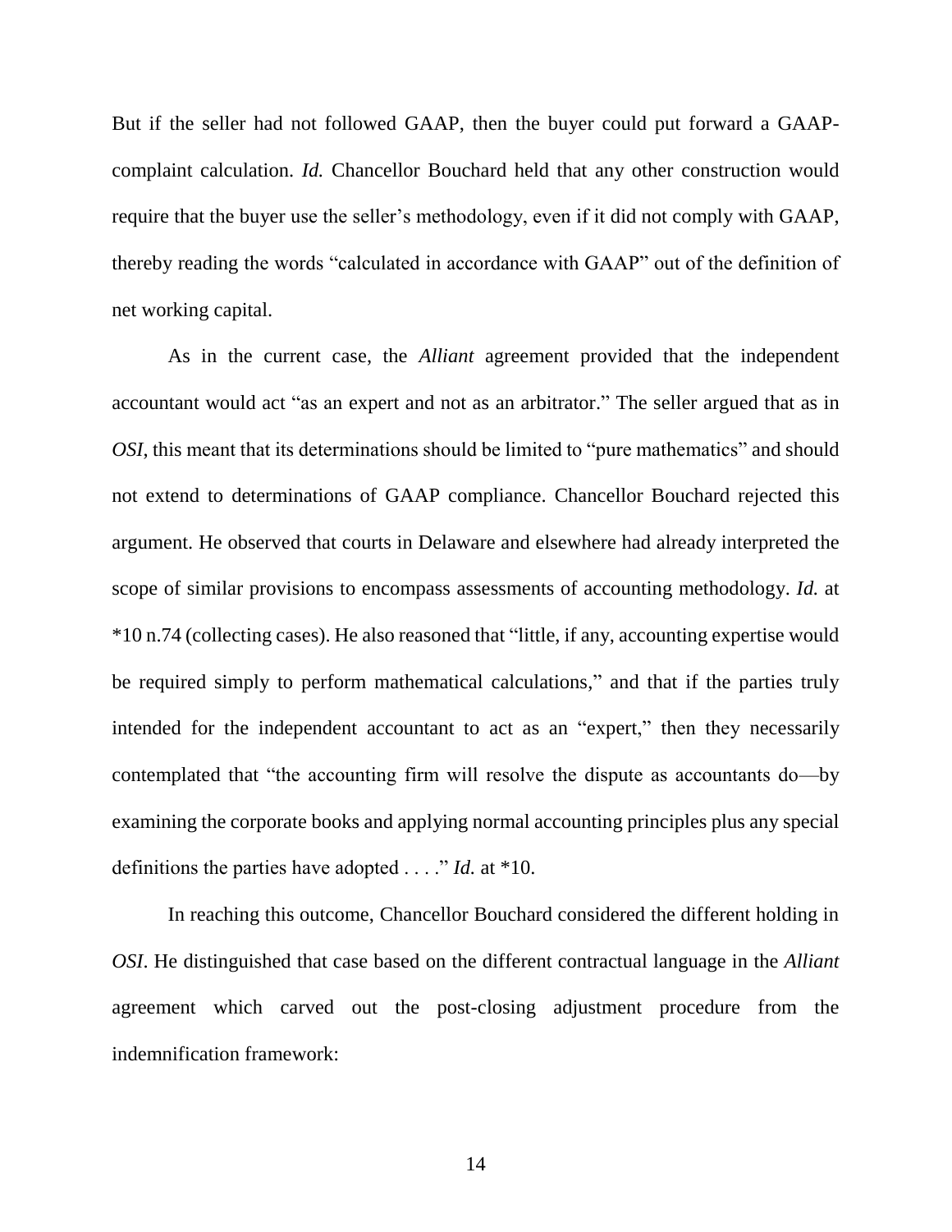But if the seller had not followed GAAP, then the buyer could put forward a GAAP-complaint calculation. *Id.* Chancellor Bouchard held that any other construction would require that the buyer use the seller's methodology, even if it did not comply with GAAP, thereby reading the words "calculated in accordance with GAAP" out of the definition of net working capital.

As in the current case, the *Alliant* agreement provided that the independent accountant would act "as an expert and not as an arbitrator." The seller argued that as in *OSI*, this meant that its determinations should be limited to "pure mathematics" and should not extend to determinations of GAAP compliance. Chancellor Bouchard rejected this argument. He observed that courts in Delaware and elsewhere had already interpreted the scope of similar provisions to encompass assessments of accounting methodology. *Id.* at *10 n.74 (collecting cases). He also reasoned that "little, if any, accounting expertise would be required simply to perform mathematical calculations," and that if the parties truly intended for the independent accountant to act as an "expert," then they necessarily contemplated that "the accounting firm will resolve the dispute as accountants do—by examining the corporate books and applying normal accounting principles plus any special definitions the parties have adopted . . . ." *Id.* at *10.

In reaching this outcome, Chancellor Bouchard considered the different holding in *OSI*. He distinguished that case based on the different contractual language in the *Alliant* agreement which carved out the post-closing adjustment procedure from the indemnification framework: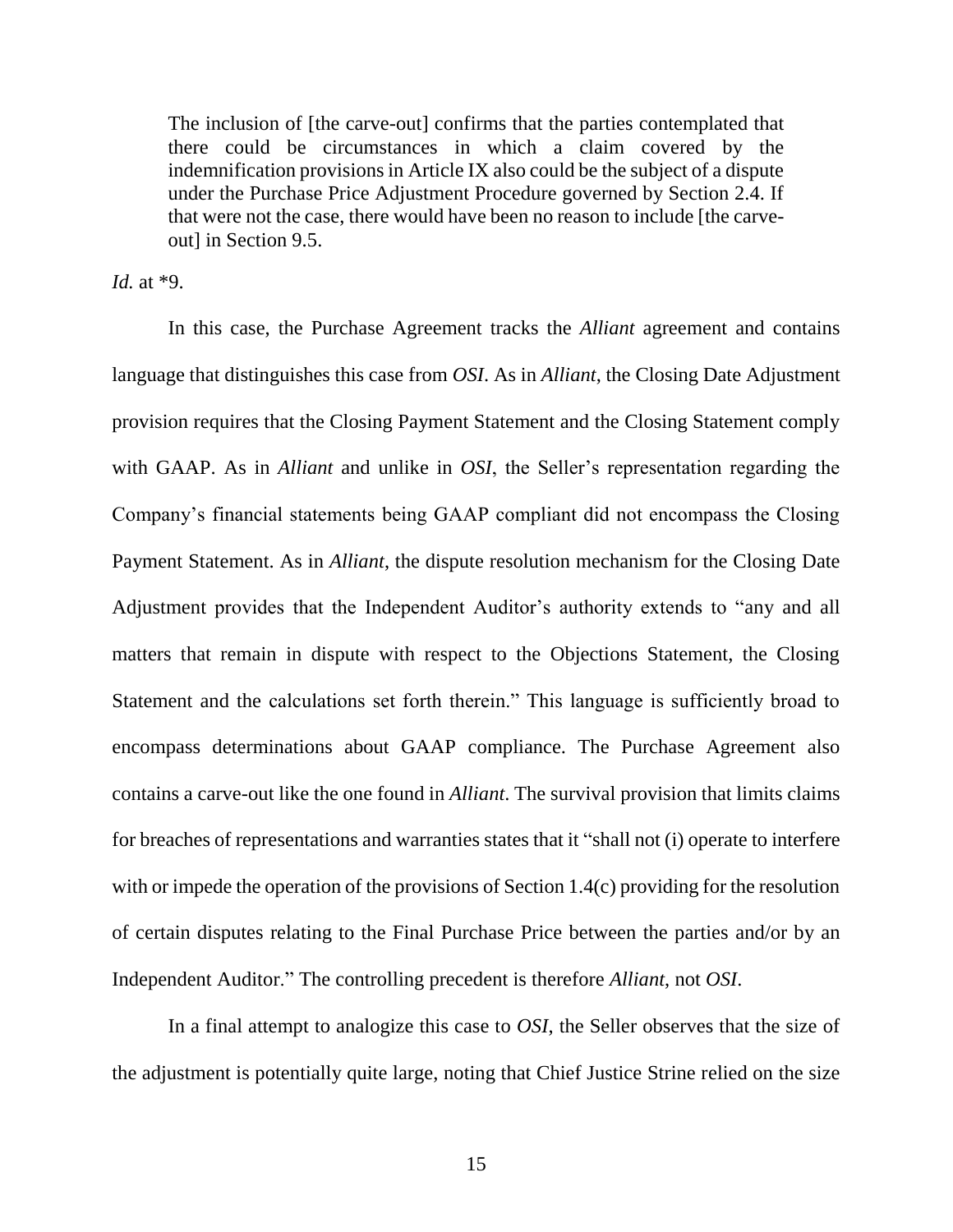> The inclusion of [the carve-out] confirms that the parties contemplated that there could be circumstances in which a claim covered by the indemnification provisions in Article IX also could be the subject of a dispute under the Purchase Price Adjustment Procedure governed by Section 2.4. If that were not the case, there would have been no reason to include [the carve-out] in Section 9.5.

*Id.* at *9.

In this case, the Purchase Agreement tracks the *Alliant* agreement and contains language that distinguishes this case from *OSI*. As in *Alliant*, the Closing Date Adjustment provision requires that the Closing Payment Statement and the Closing Statement comply with GAAP. As in *Alliant* and unlike in *OSI*, the Seller's representation regarding the Company's financial statements being GAAP compliant did not encompass the Closing Payment Statement. As in *Alliant*, the dispute resolution mechanism for the Closing Date Adjustment provides that the Independent Auditor's authority extends to "any and all matters that remain in dispute with respect to the Objections Statement, the Closing Statement and the calculations set forth therein." This language is sufficiently broad to encompass determinations about GAAP compliance. The Purchase Agreement also contains a carve-out like the one found in *Alliant*. The survival provision that limits claims for breaches of representations and warranties states that it "shall not (i) operate to interfere with or impede the operation of the provisions of Section 1.4(c) providing for the resolution of certain disputes relating to the Final Purchase Price between the parties and/or by an Independent Auditor." The controlling precedent is therefore *Alliant*, not *OSI*.

In a final attempt to analogize this case to *OSI*, the Seller observes that the size of the adjustment is potentially quite large, noting that Chief Justice Strine relied on the size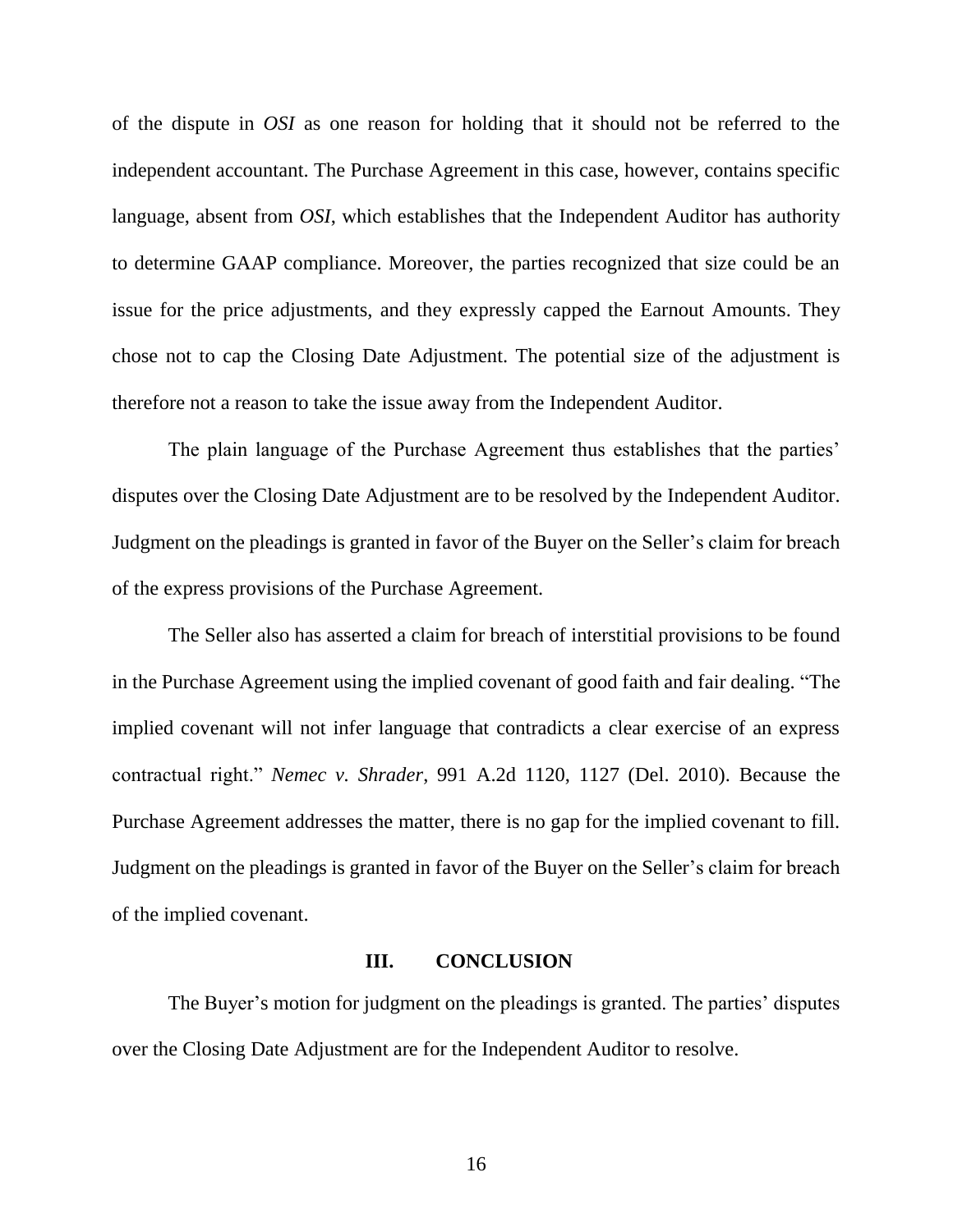of the dispute in *OSI* as one reason for holding that it should not be referred to the independent accountant. The Purchase Agreement in this case, however, contains specific language, absent from *OSI*, which establishes that the Independent Auditor has authority to determine GAAP compliance. Moreover, the parties recognized that size could be an issue for the price adjustments, and they expressly capped the Earnout Amounts. They chose not to cap the Closing Date Adjustment. The potential size of the adjustment is therefore not a reason to take the issue away from the Independent Auditor.

The plain language of the Purchase Agreement thus establishes that the parties' disputes over the Closing Date Adjustment are to be resolved by the Independent Auditor. Judgment on the pleadings is granted in favor of the Buyer on the Seller's claim for breach of the express provisions of the Purchase Agreement.

The Seller also has asserted a claim for breach of interstitial provisions to be found in the Purchase Agreement using the implied covenant of good faith and fair dealing. "The implied covenant will not infer language that contradicts a clear exercise of an express contractual right." *Nemec v. Shrader*, 991 A.2d 1120, 1127 (Del. 2010). Because the Purchase Agreement addresses the matter, there is no gap for the implied covenant to fill. Judgment on the pleadings is granted in favor of the Buyer on the Seller's claim for breach of the implied covenant.

## III. CONCLUSION

The Buyer's motion for judgment on the pleadings is granted. The parties' disputes over the Closing Date Adjustment are for the Independent Auditor to resolve.